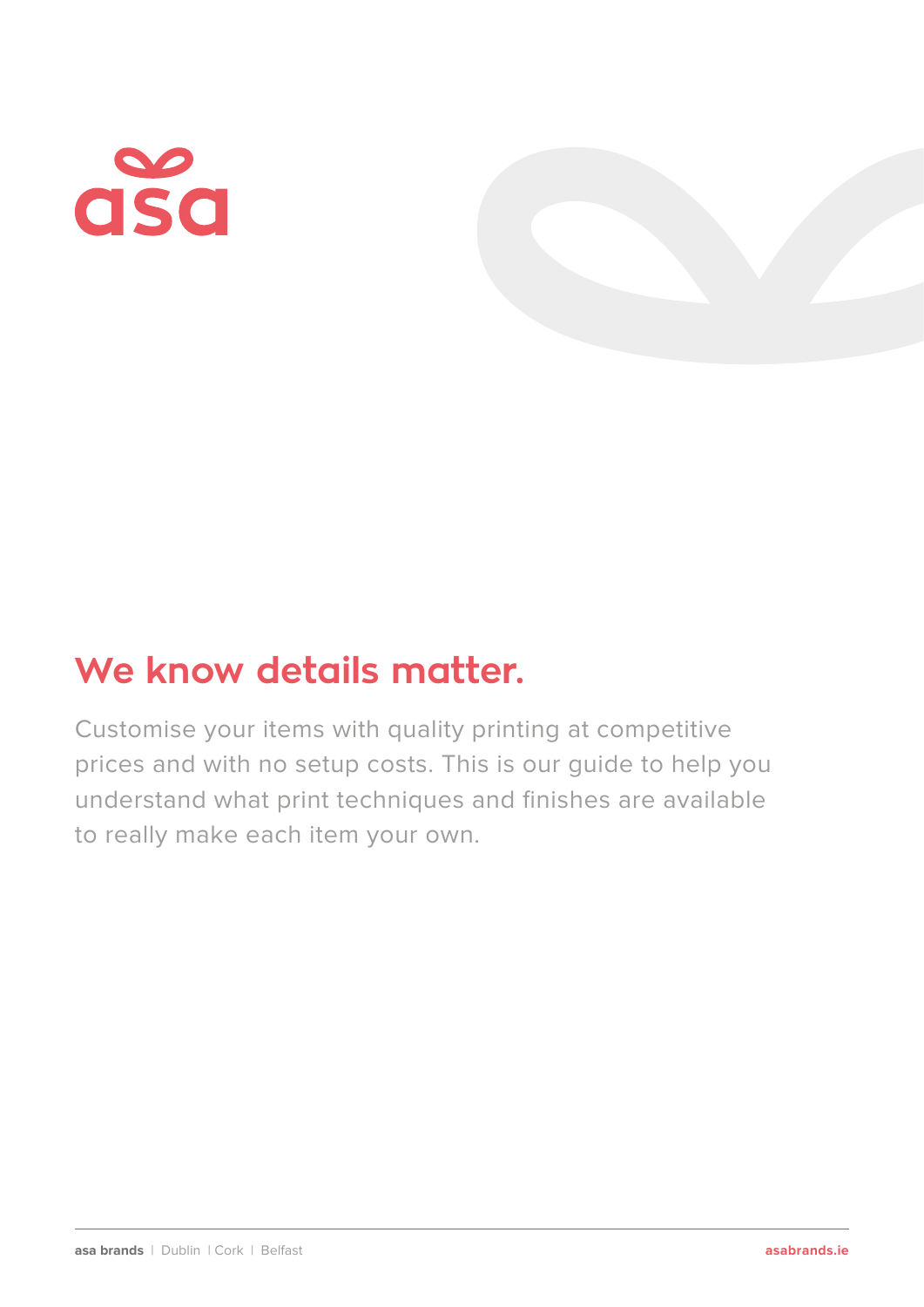asa

# We know details matter.

Customise your items with quality printing at competitive prices and with no setup costs. This is our guide to help you understand what print techniques and finishes are available to really make each item your own.

**asa brands** | Dublin | Cork | Belfast **asabrands.ie**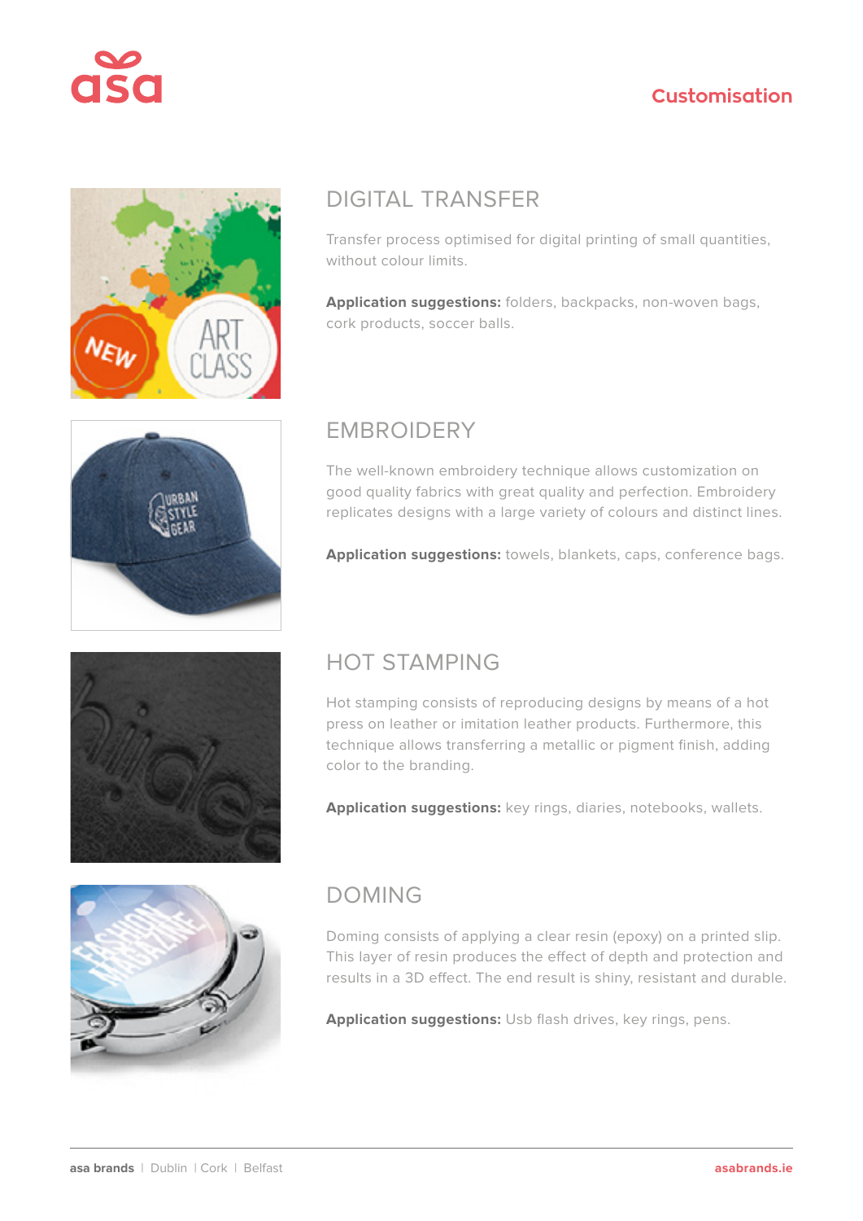# Customisation

## DIGITAL TRANSFER

Transfer process optimised for digital printing of small quantities, without colour limits.

**Application suggestions:** folders, backpacks, non-woven bags, cork products, soccer balls.

## EMBROIDERY

The well-known embroidery technique allows customization on good quality fabrics with great quality and perfection. Embroidery replicates designs with a large variety of colours and distinct lines.

**Application suggestions:** towels, blankets, caps, conference bags.

## HOT STAMPING

Hot stamping consists of reproducing designs by means of a hot press on leather or imitation leather products. Furthermore, this technique allows transferring a metallic or pigment finish, adding color to the branding.

**Application suggestions:** key rings, diaries, notebooks, wallets.

## DOMING

Doming consists of applying a clear resin (epoxy) on a printed slip. This layer of resin produces the effect of depth and protection and results in a 3D effect. The end result is shiny, resistant and durable.

**Application suggestions:** Usb flash drives, key rings, pens.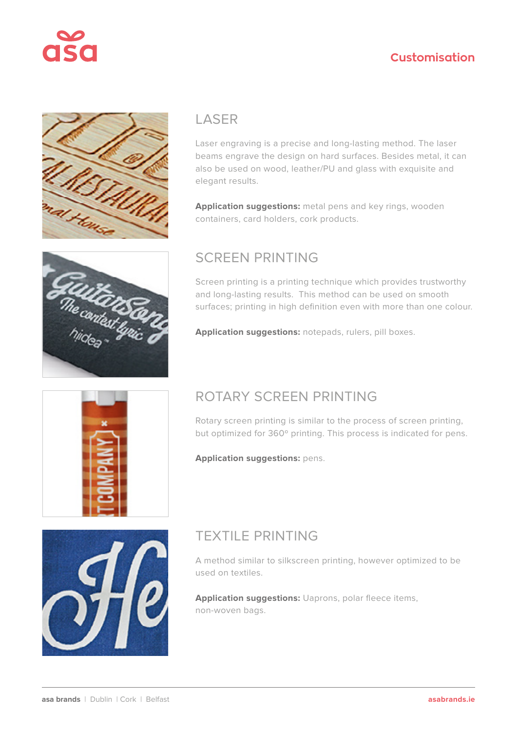# Customisation

## LASER

Laser engraving is a precise and long-lasting method. The laser beams engrave the design on hard surfaces. Besides metal, it can also be used on wood, leather/PU and glass with exquisite and elegant results.

**Application suggestions:** metal pens and key rings, wooden containers, card holders, cork products.

## SCREEN PRINTING

Screen printing is a printing technique which provides trustworthy and long-lasting results. This method can be used on smooth surfaces; printing in high definition even with more than one colour.

**Application suggestions:** notepads, rulers, pill boxes.

## ROTARY SCREEN PRINTING

Rotary screen printing is similar to the process of screen printing, but optimized for 360º printing. This process is indicated for pens.

**Application suggestions:** pens.

## TEXTILE PRINTING

A method similar to silkscreen printing, however optimized to be used on textiles.

**Application suggestions:** Uaprons, polar fleece items, non-woven bags.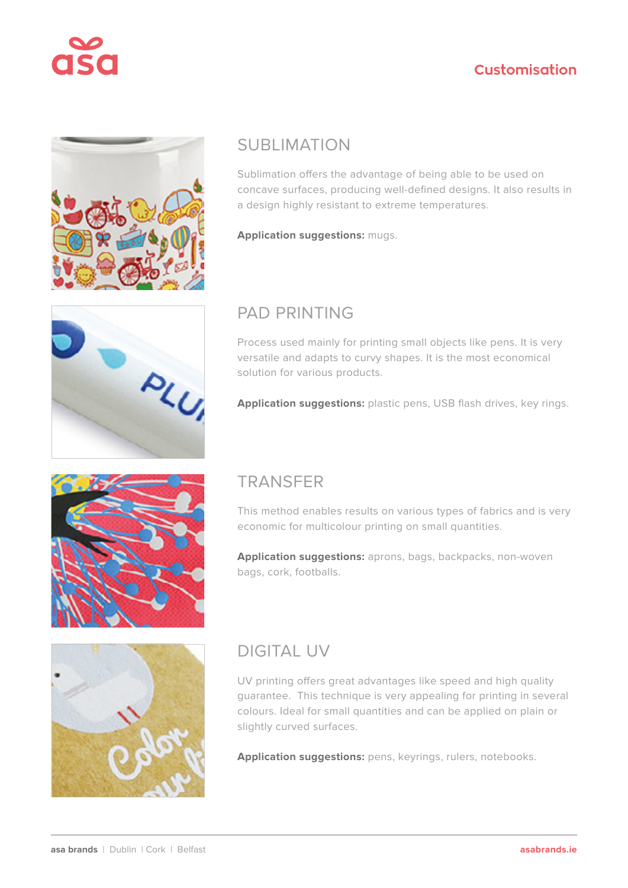## SUBLIMATION

Sublimation offers the advantage of being able to be used on concave surfaces, producing well-defined designs. It also results in a design highly resistant to extreme temperatures.

**Application suggestions:** mugs.

## PAD PRINTING

Process used mainly for printing small objects like pens. It is very versatile and adapts to curvy shapes. It is the most economical solution for various products.

**Application suggestions:** plastic pens, USB flash drives, key rings.

## TRANSFER

This method enables results on various types of fabrics and is very economic for multicolour printing on small quantities.

**Application suggestions:** aprons, bags, backpacks, non-woven bags, cork, footballs.

## DIGITAL UV

UV printing offers great advantages like speed and high quality guarantee. This technique is very appealing for printing in several colours. Ideal for small quantities and can be applied on plain or slightly curved surfaces.

**Application suggestions:** pens, keyrings, rulers, notebooks.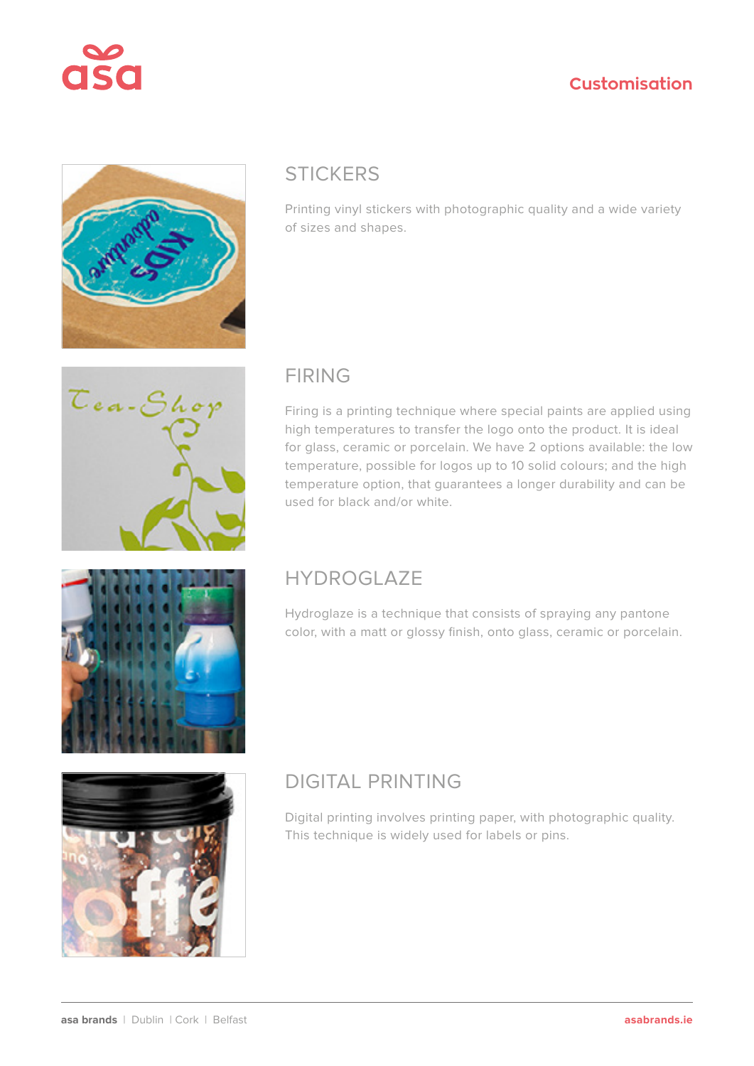# Customisation

## STICKERS

Printing vinyl stickers with photographic quality and a wide variety of sizes and shapes.

## FIRING

Firing is a printing technique where special paints are applied using high temperatures to transfer the logo onto the product. It is ideal for glass, ceramic or porcelain. We have 2 options available: the low temperature, possible for logos up to 10 solid colours; and the high temperature option, that guarantees a longer durability and can be used for black and/or white.

## HYDROGLAZE

Hydroglaze is a technique that consists of spraying any pantone color, with a matt or glossy finish, onto glass, ceramic or porcelain.

## DIGITAL PRINTING

Digital printing involves printing paper, with photographic quality. This technique is widely used for labels or pins.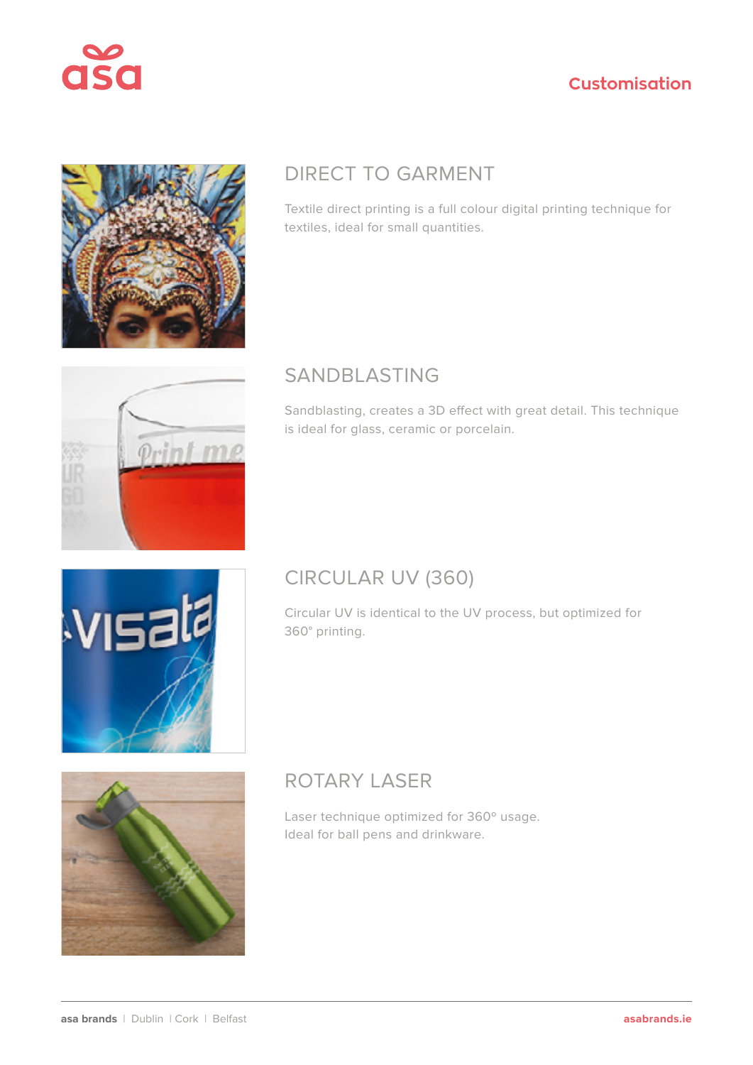## DIRECT TO GARMENT

Textile direct printing is a full colour digital printing technique for textiles, ideal for small quantities.

## SANDBLASTING

Sandblasting, creates a 3D effect with great detail. This technique is ideal for glass, ceramic or porcelain.

## CIRCULAR UV (360)

Circular UV is identical to the UV process, but optimized for 360° printing.

## ROTARY LASER

Laser technique optimized for 360° usage.
Ideal for ball pens and drinkware.